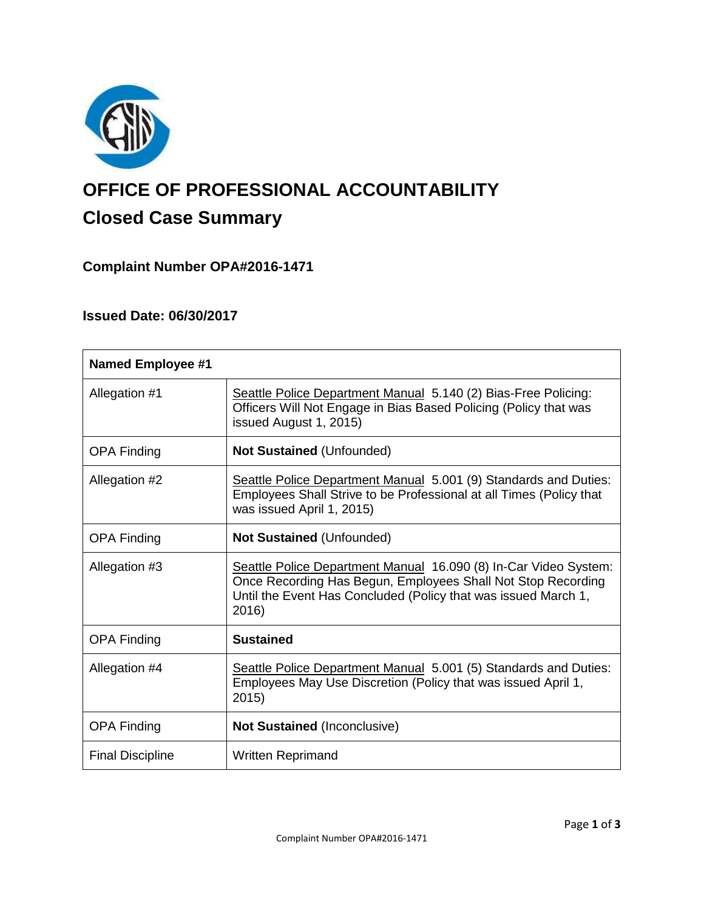# OFFICE OF PROFESSIONAL ACCOUNTABILITY

## Closed Case Summary

### Complaint Number OPA#2016-1471

### Issued Date: 06/30/2017

| **Named Employee #1** | |
|---|---|
| Allegation #1 | Seattle Police Department Manual 5.140 (2) Bias-Free Policing: Officers Will Not Engage in Bias Based Policing (Policy that was issued August 1, 2015) |
| OPA Finding | **Not Sustained** (Unfounded) |
| Allegation #2 | Seattle Police Department Manual 5.001 (9) Standards and Duties: Employees Shall Strive to be Professional at all Times (Policy that was issued April 1, 2015) |
| OPA Finding | **Not Sustained** (Unfounded) |
| Allegation #3 | Seattle Police Department Manual 16.090 (8) In-Car Video System: Once Recording Has Begun, Employees Shall Not Stop Recording Until the Event Has Concluded (Policy that was issued March 1, 2016) |
| OPA Finding | **Sustained** |
| Allegation #4 | Seattle Police Department Manual 5.001 (5) Standards and Duties: Employees May Use Discretion (Policy that was issued April 1, 2015) |
| OPA Finding | **Not Sustained** (Inconclusive) |
| Final Discipline | Written Reprimand |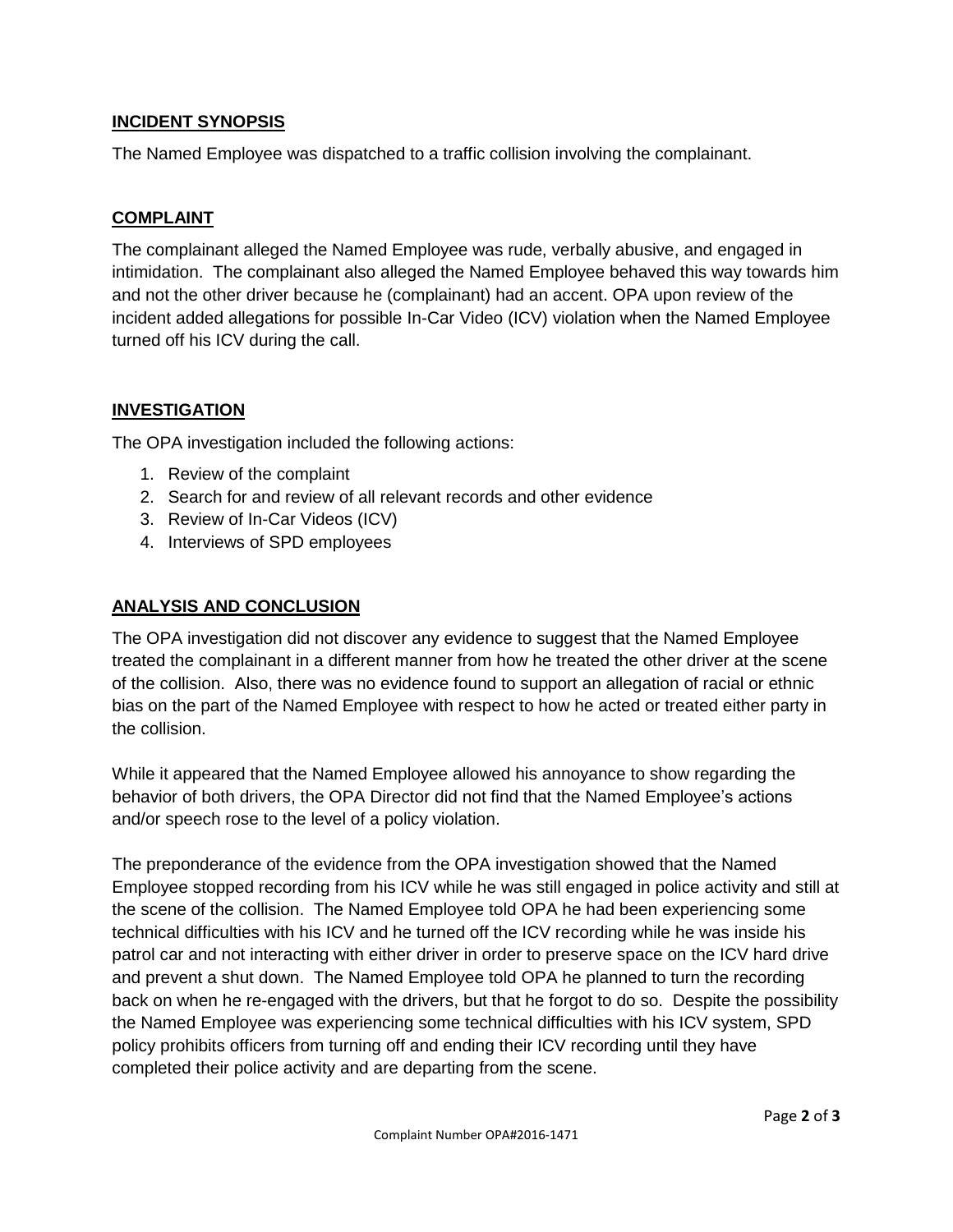## INCIDENT SYNOPSIS

The Named Employee was dispatched to a traffic collision involving the complainant.

## COMPLAINT

The complainant alleged the Named Employee was rude, verbally abusive, and engaged in intimidation. The complainant also alleged the Named Employee behaved this way towards him and not the other driver because he (complainant) had an accent. OPA upon review of the incident added allegations for possible In-Car Video (ICV) violation when the Named Employee turned off his ICV during the call.

## INVESTIGATION

The OPA investigation included the following actions:

1. Review of the complaint
2. Search for and review of all relevant records and other evidence
3. Review of In-Car Videos (ICV)
4. Interviews of SPD employees

## ANALYSIS AND CONCLUSION

The OPA investigation did not discover any evidence to suggest that the Named Employee treated the complainant in a different manner from how he treated the other driver at the scene of the collision. Also, there was no evidence found to support an allegation of racial or ethnic bias on the part of the Named Employee with respect to how he acted or treated either party in the collision.

While it appeared that the Named Employee allowed his annoyance to show regarding the behavior of both drivers, the OPA Director did not find that the Named Employee's actions and/or speech rose to the level of a policy violation.

The preponderance of the evidence from the OPA investigation showed that the Named Employee stopped recording from his ICV while he was still engaged in police activity and still at the scene of the collision. The Named Employee told OPA he had been experiencing some technical difficulties with his ICV and he turned off the ICV recording while he was inside his patrol car and not interacting with either driver in order to preserve space on the ICV hard drive and prevent a shut down. The Named Employee told OPA he planned to turn the recording back on when he re-engaged with the drivers, but that he forgot to do so. Despite the possibility the Named Employee was experiencing some technical difficulties with his ICV system, SPD policy prohibits officers from turning off and ending their ICV recording until they have completed their police activity and are departing from the scene.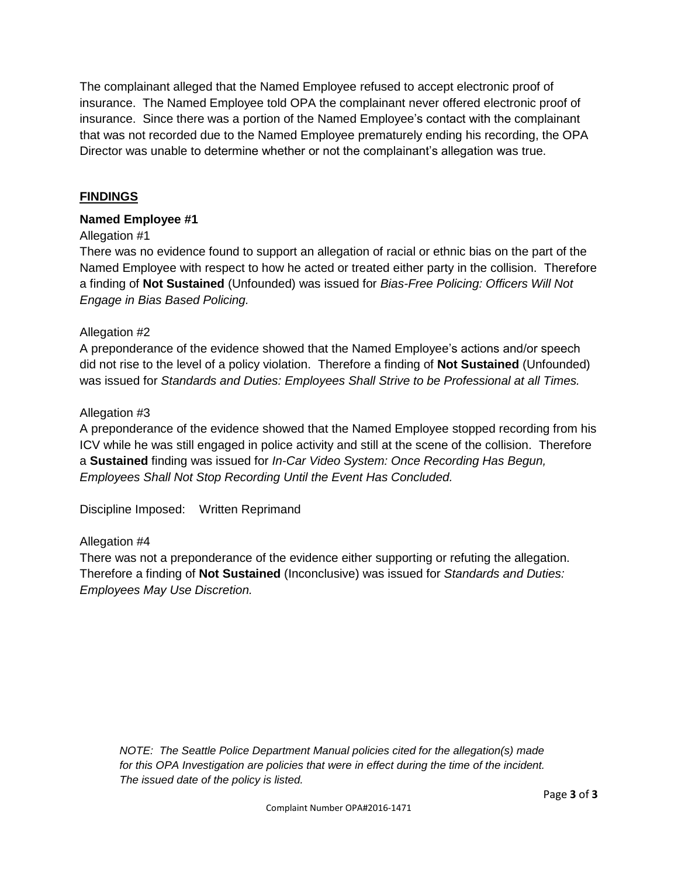The complainant alleged that the Named Employee refused to accept electronic proof of insurance. The Named Employee told OPA the complainant never offered electronic proof of insurance. Since there was a portion of the Named Employee's contact with the complainant that was not recorded due to the Named Employee prematurely ending his recording, the OPA Director was unable to determine whether or not the complainant's allegation was true.

## FINDINGS

**Named Employee #1**

Allegation #1

There was no evidence found to support an allegation of racial or ethnic bias on the part of the Named Employee with respect to how he acted or treated either party in the collision. Therefore a finding of **Not Sustained** (Unfounded) was issued for *Bias-Free Policing: Officers Will Not Engage in Bias Based Policing.*

Allegation #2

A preponderance of the evidence showed that the Named Employee's actions and/or speech did not rise to the level of a policy violation. Therefore a finding of **Not Sustained** (Unfounded) was issued for *Standards and Duties: Employees Shall Strive to be Professional at all Times.*

Allegation #3

A preponderance of the evidence showed that the Named Employee stopped recording from his ICV while he was still engaged in police activity and still at the scene of the collision. Therefore a **Sustained** finding was issued for *In-Car Video System: Once Recording Has Begun, Employees Shall Not Stop Recording Until the Event Has Concluded.*

Discipline Imposed: Written Reprimand

Allegation #4

There was not a preponderance of the evidence either supporting or refuting the allegation. Therefore a finding of **Not Sustained** (Inconclusive) was issued for *Standards and Duties: Employees May Use Discretion.*

*NOTE: The Seattle Police Department Manual policies cited for the allegation(s) made for this OPA Investigation are policies that were in effect during the time of the incident. The issued date of the policy is listed.*

Complaint Number OPA#2016-1471